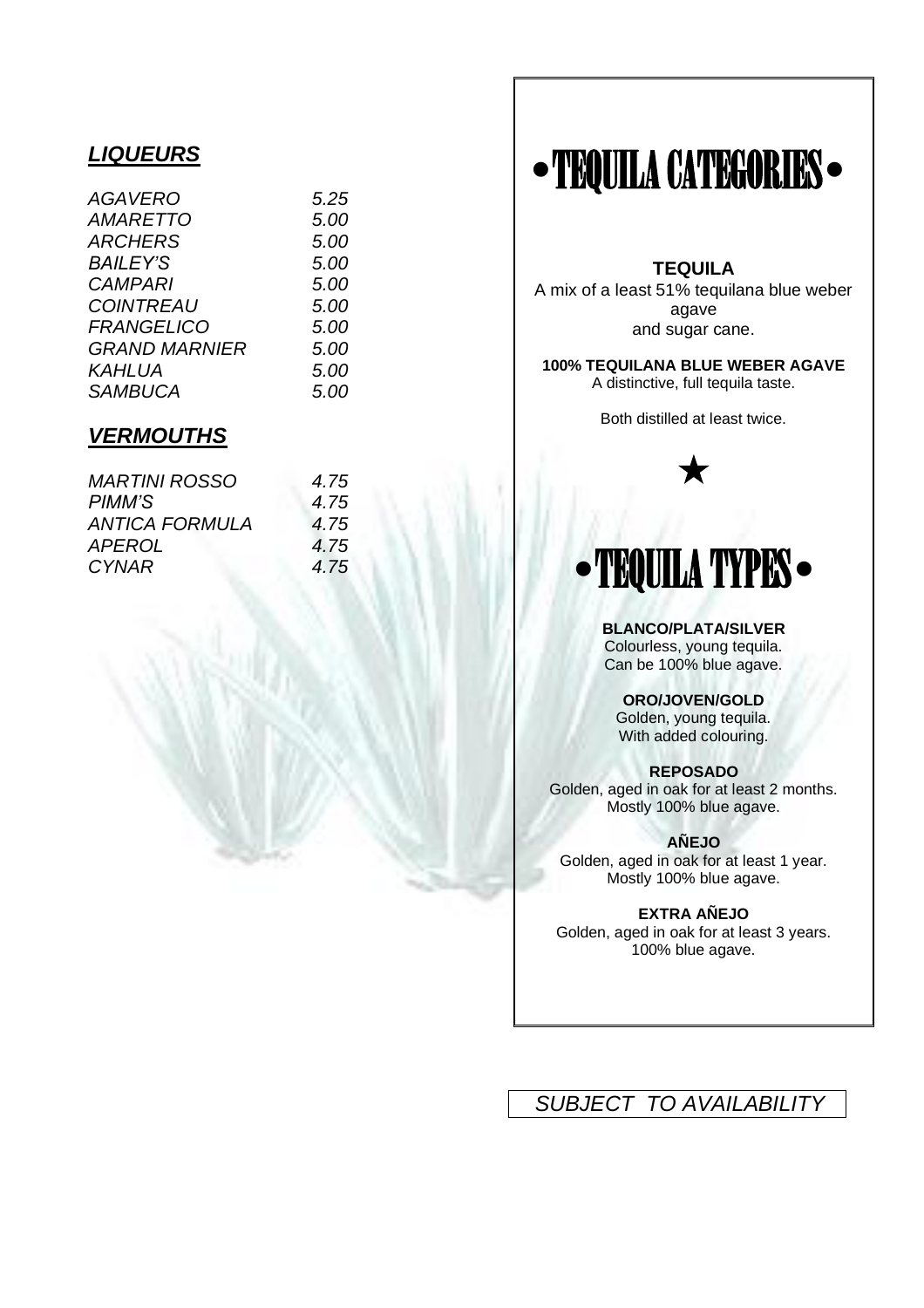## ***LIQUEURS***

| | |
|---|---|
| *AGAVERO* | *5.25* |
| *AMARETTO* | *5.00* |
| *ARCHERS* | *5.00* |
| *BAILEY'S* | *5.00* |
| *CAMPARI* | *5.00* |
| *COINTREAU* | *5.00* |
| *FRANGELICO* | *5.00* |
| *GRAND MARNIER* | *5.00* |
| *KAHLUA* | *5.00* |
| *SAMBUCA* | *5.00* |

## ***VERMOUTHS***

| | |
|---|---|
| *MARTINI ROSSO* | *4.75* |
| *PIMM'S* | *4.75* |
| *ANTICA FORMULA* | *4.75* |
| *APEROL* | *4.75* |
| *CYNAR* | *4.75* |

# • TEQUILA CATEGORIES •

**TEQUILA**
A mix of a least 51% tequilana blue weber agave and sugar cane.

**100% TEQUILANA BLUE WEBER AGAVE**
A distinctive, full tequila taste.

Both distilled at least twice.

★

# • TEQUILA TYPES •

**BLANCO/PLATA/SILVER**
Colourless, young tequila.
Can be 100% blue agave.

**ORO/JOVEN/GOLD**
Golden, young tequila.
With added colouring.

**REPOSADO**
Golden, aged in oak for at least 2 months.
Mostly 100% blue agave.

**AÑEJO**
Golden, aged in oak for at least 1 year.
Mostly 100% blue agave.

**EXTRA AÑEJO**
Golden, aged in oak for at least 3 years.
100% blue agave.

*SUBJECT TO AVAILABILITY*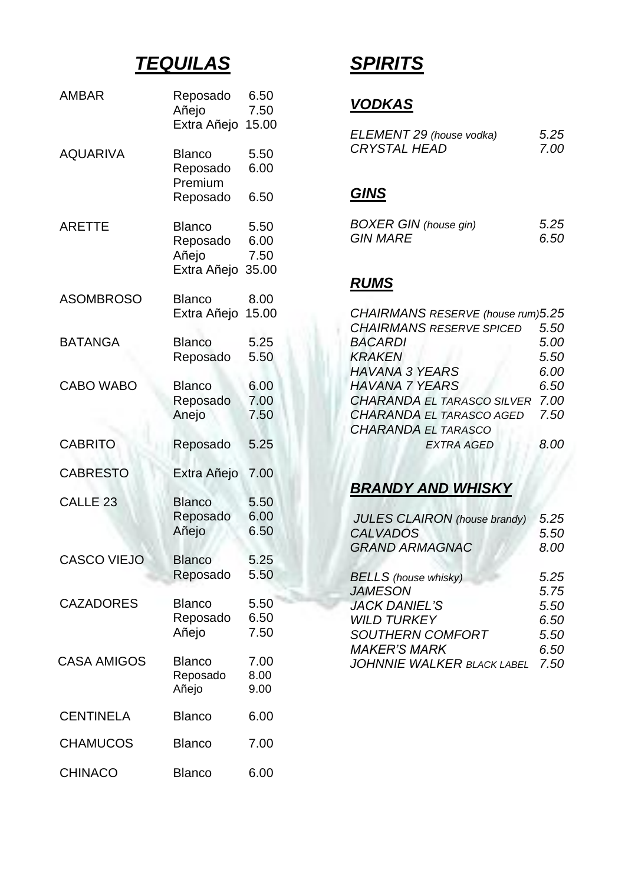# *TEQUILAS*

| | | |
|---|---|---|
| AMBAR | Reposado | 6.50 |
| | Añejo | 7.50 |
| | Extra Añejo | 15.00 |
| AQUARIVA | Blanco | 5.50 |
| | Reposado | 6.00 |
| | Premium Reposado | 6.50 |
| ARETTE | Blanco | 5.50 |
| | Reposado | 6.00 |
| | Añejo | 7.50 |
| | Extra Añejo | 35.00 |
| ASOMBROSO | Blanco | 8.00 |
| | Extra Añejo | 15.00 |
| BATANGA | Blanco | 5.25 |
| | Reposado | 5.50 |
| CABO WABO | Blanco | 6.00 |
| | Reposado | 7.00 |
| | Anejo | 7.50 |
| CABRITO | Reposado | 5.25 |
| CABRESTO | Extra Añejo | 7.00 |
| CALLE 23 | Blanco | 5.50 |
| | Reposado | 6.00 |
| | Añejo | 6.50 |
| CASCO VIEJO | Blanco | 5.25 |
| | Reposado | 5.50 |
| CAZADORES | Blanco | 5.50 |
| | Reposado | 6.50 |
| | Añejo | 7.50 |
| CASA AMIGOS | Blanco | 7.00 |
| | Reposado | 8.00 |
| | Añejo | 9.00 |
| CENTINELA | Blanco | 6.00 |
| CHAMUCOS | Blanco | 7.00 |
| CHINACO | Blanco | 6.00 |

# *SPIRITS*

## *VODKAS*

| | |
|---|---|
| *ELEMENT 29 (house vodka)* | *5.25* |
| *CRYSTAL HEAD* | *7.00* |

## *GINS*

| | |
|---|---|
| *BOXER GIN (house gin)* | *5.25* |
| *GIN MARE* | *6.50* |

## *RUMS*

| | |
|---|---|
| *CHAIRMANS RESERVE (house rum)* | *5.25* |
| *CHAIRMANS RESERVE SPICED* | *5.50* |
| *BACARDI* | *5.00* |
| *KRAKEN* | *5.50* |
| *HAVANA 3 YEARS* | *6.00* |
| *HAVANA 7 YEARS* | *6.50* |
| *CHARANDA EL TARASCO SILVER* | *7.00* |
| *CHARANDA EL TARASCO AGED* | *7.50* |
| *CHARANDA EL TARASCO EXTRA AGED* | *8.00* |

## *BRANDY AND WHISKY*

| | |
|---|---|
| *JULES CLAIRON (house brandy)* | *5.25* |
| *CALVADOS* | *5.50* |
| *GRAND ARMAGNAC* | *8.00* |
| *BELLS (house whisky)* | *5.25* |
| *JAMESON* | *5.75* |
| *JACK DANIEL'S* | *5.50* |
| *WILD TURKEY* | *6.50* |
| *SOUTHERN COMFORT* | *5.50* |
| *MAKER'S MARK* | *6.50* |
| *JOHNNIE WALKER BLACK LABEL* | *7.50* |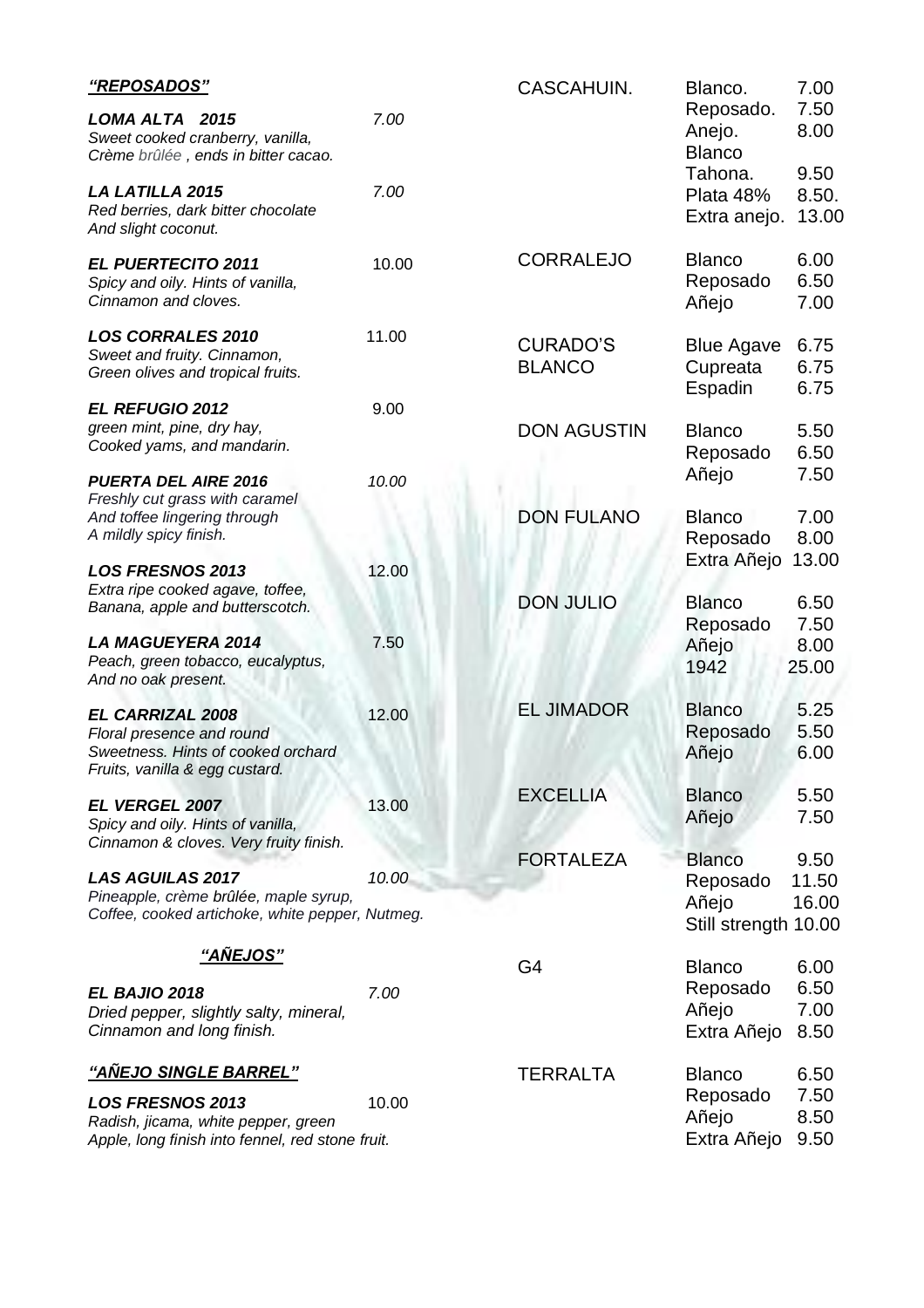## *“REPOSADOS”*

***LOMA ALTA 2015*** *7.00*
*Sweet cooked cranberry, vanilla, Crème brûlée , ends in bitter cacao.*

***LA LATILLA 2015*** *7.00*
*Red berries, dark bitter chocolate And slight coconut.*

***EL PUERTECITO 2011*** 10.00
*Spicy and oily. Hints of vanilla, Cinnamon and cloves.*

***LOS CORRALES 2010*** 11.00
*Sweet and fruity. Cinnamon, Green olives and tropical fruits.*

***EL REFUGIO 2012*** 9.00
*green mint, pine, dry hay, Cooked yams, and mandarin.*

***PUERTA DEL AIRE 2016*** *10.00*
*Freshly cut grass with caramel And toffee lingering through A mildly spicy finish.*

***LOS FRESNOS 2013*** 12.00
*Extra ripe cooked agave, toffee, Banana, apple and butterscotch.*

***LA MAGUEYERA 2014*** 7.50
*Peach, green tobacco, eucalyptus, And no oak present.*

***EL CARRIZAL 2008*** 12.00
*Floral presence and round Sweetness. Hints of cooked orchard Fruits, vanilla & egg custard.*

***EL VERGEL 2007*** 13.00
*Spicy and oily. Hints of vanilla, Cinnamon & cloves. Very fruity finish.*

***LAS AGUILAS 2017*** *10.00*
*Pineapple, crème brûlée, maple syrup, Coffee, cooked artichoke, white pepper, Nutmeg.*

## *“AÑEJOS”*

***EL BAJIO 2018*** *7.00*
*Dried pepper, slightly salty, mineral, Cinnamon and long finish.*

## *“AÑEJO SINGLE BARREL”*

***LOS FRESNOS 2013*** 10.00
*Radish, jicama, white pepper, green Apple, long finish into fennel, red stone fruit.*

| | | |
|---|---|---|
| CASCAHUIN. | Blanco. | 7.00 |
| | Reposado. | 7.50 |
| | Anejo. | 8.00 |
| | Blanco Tahona. | 9.50 |
| | Plata 48% | 8.50. |
| | Extra anejo. | 13.00 |
| CORRALEJO | Blanco | 6.00 |
| | Reposado | 6.50 |
| | Añejo | 7.00 |
| CURADO’S BLANCO | Blue Agave | 6.75 |
| | Cupreata | 6.75 |
| | Espadin | 6.75 |
| DON AGUSTIN | Blanco | 5.50 |
| | Reposado | 6.50 |
| | Añejo | 7.50 |
| DON FULANO | Blanco | 7.00 |
| | Reposado | 8.00 |
| | Extra Añejo | 13.00 |
| DON JULIO | Blanco | 6.50 |
| | Reposado | 7.50 |
| | Añejo | 8.00 |
| | 1942 | 25.00 |
| EL JIMADOR | Blanco | 5.25 |
| | Reposado | 5.50 |
| | Añejo | 6.00 |
| EXCELLIA | Blanco | 5.50 |
| | Añejo | 7.50 |
| FORTALEZA | Blanco | 9.50 |
| | Reposado | 11.50 |
| | Añejo | 16.00 |
| | Still strength | 10.00 |
| G4 | Blanco | 6.00 |
| | Reposado | 6.50 |
| | Añejo | 7.00 |
| | Extra Añejo | 8.50 |
| TERRALTA | Blanco | 6.50 |
| | Reposado | 7.50 |
| | Añejo | 8.50 |
| | Extra Añejo | 9.50 |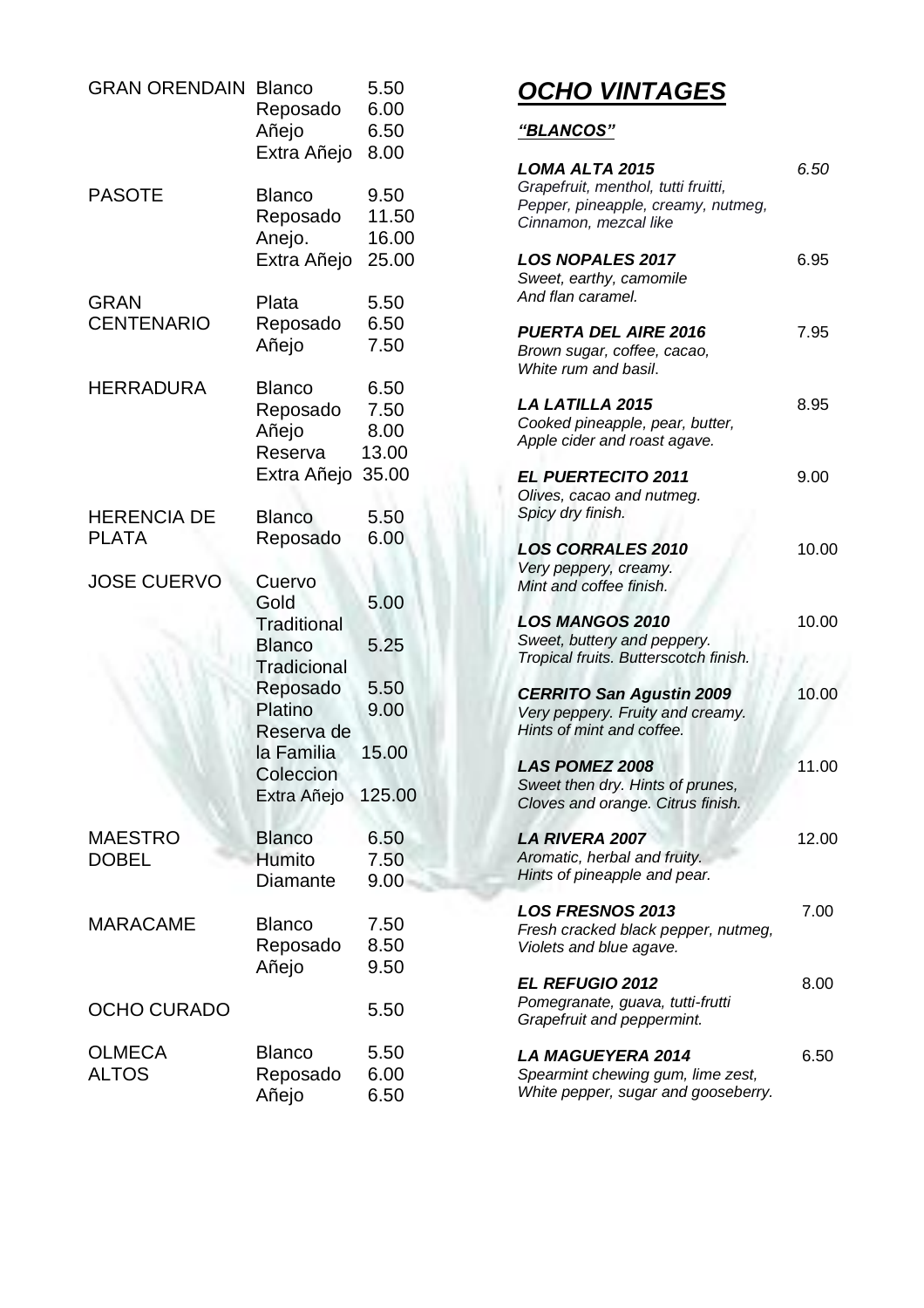| Brand | Variety | Price |
|---|---|---|
| GRAN ORENDAIN | Blanco | 5.50 |
| | Reposado | 6.00 |
| | Añejo | 6.50 |
| | Extra Añejo | 8.00 |
| PASOTE | Blanco | 9.50 |
| | Reposado | 11.50 |
| | Anejo. | 16.00 |
| | Extra Añejo | 25.00 |
| GRAN CENTENARIO | Plata | 5.50 |
| | Reposado | 6.50 |
| | Añejo | 7.50 |
| HERRADURA | Blanco | 6.50 |
| | Reposado | 7.50 |
| | Añejo | 8.00 |
| | Reserva | 13.00 |
| | Extra Añejo | 35.00 |
| HERENCIA DE PLATA | Blanco | 5.50 |
| | Reposado | 6.00 |
| JOSE CUERVO | Cuervo Gold | 5.00 |
| | Traditional Blanco | 5.25 |
| | Tradicional Reposado | 5.50 |
| | Platino | 9.00 |
| | Reserva de la Familia | 15.00 |
| | Coleccion Extra Añejo | 125.00 |
| MAESTRO DOBEL | Blanco | 6.50 |
| | Humito | 7.50 |
| | Diamante | 9.00 |
| MARACAME | Blanco | 7.50 |
| | Reposado | 8.50 |
| | Añejo | 9.50 |
| OCHO CURADO | | 5.50 |
| OLMECA ALTOS | Blanco | 5.50 |
| | Reposado | 6.00 |
| | Añejo | 6.50 |

## ***OCHO VINTAGES***

***"BLANCOS"***

***LOMA ALTA 2015*** *6.50*
*Grapefruit, menthol, tutti fruitti, Pepper, pineapple, creamy, nutmeg, Cinnamon, mezcal like*

***LOS NOPALES 2017*** 6.95
*Sweet, earthy, camomile And flan caramel.*

***PUERTA DEL AIRE 2016*** 7.95
*Brown sugar, coffee, cacao, White rum and basil.*

***LA LATILLA 2015*** 8.95
*Cooked pineapple, pear, butter, Apple cider and roast agave.*

***EL PUERTECITO 2011*** 9.00
*Olives, cacao and nutmeg. Spicy dry finish.*

***LOS CORRALES 2010*** 10.00
*Very peppery, creamy. Mint and coffee finish.*

***LOS MANGOS 2010*** 10.00
*Sweet, buttery and peppery. Tropical fruits. Butterscotch finish.*

***CERRITO San Agustin 2009*** 10.00
*Very peppery. Fruity and creamy. Hints of mint and coffee.*

***LAS POMEZ 2008*** 11.00
*Sweet then dry. Hints of prunes, Cloves and orange. Citrus finish.*

***LA RIVERA 2007*** 12.00
*Aromatic, herbal and fruity. Hints of pineapple and pear.*

***LOS FRESNOS 2013*** 7.00
*Fresh cracked black pepper, nutmeg, Violets and blue agave.*

***EL REFUGIO 2012*** 8.00
*Pomegranate, guava, tutti-frutti Grapefruit and peppermint.*

***LA MAGUEYERA 2014*** 6.50
*Spearmint chewing gum, lime zest, White pepper, sugar and gooseberry.*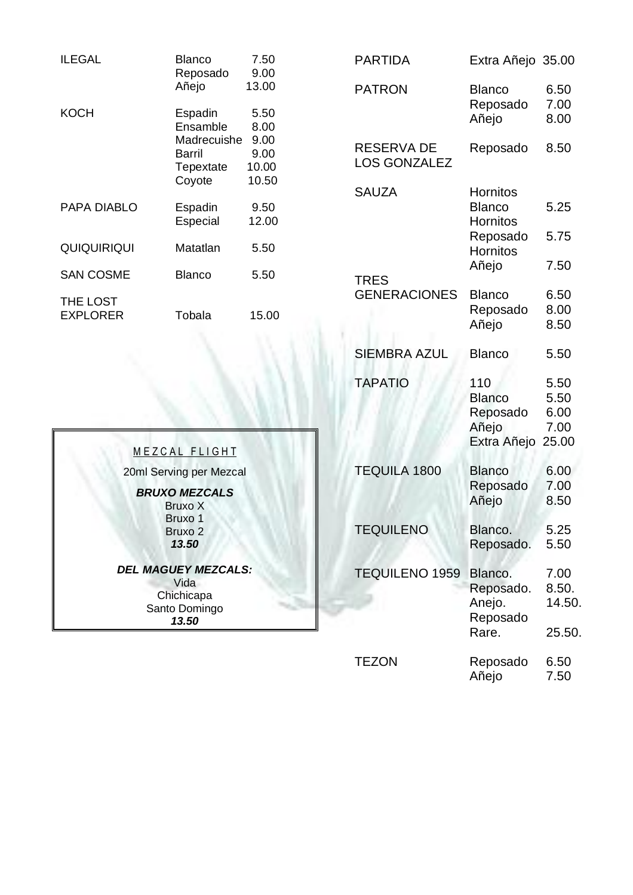| Brand | Type | Price |
|---|---|---|
| ILEGAL | Blanco | 7.50 |
| | Reposado | 9.00 |
| | Añejo | 13.00 |
| KOCH | Espadin | 5.50 |
| | Ensamble | 8.00 |
| | Madrecuishe | 9.00 |
| | Barril | 9.00 |
| | Tepextate | 10.00 |
| | Coyote | 10.50 |
| PAPA DIABLO | Espadin | 9.50 |
| | Especial | 12.00 |
| QUIQUIRIQUI | Matatlan | 5.50 |
| SAN COSME | Blanco | 5.50 |
| THE LOST EXPLORER | Tobala | 15.00 |

**M E Z C A L F L I G H T**

20ml Serving per Mezcal

***BRUXO MEZCALS***
Bruxo X
Bruxo 1
Bruxo 2
***13.50***

***DEL MAGUEY MEZCALS:***
Vida
Chichicapa
Santo Domingo
***13.50***

| Brand | Type | Price |
|---|---|---|
| PARTIDA | Extra Añejo | 35.00 |
| PATRON | Blanco | 6.50 |
| | Reposado | 7.00 |
| | Añejo | 8.00 |
| RESERVA DE LOS GONZALEZ | Reposado | 8.50 |
| SAUZA | Hornitos Blanco | 5.25 |
| | Hornitos Reposado | 5.75 |
| | Hornitos Añejo | 7.50 |
| TRES GENERACIONES | Blanco | 6.50 |
| | Reposado | 8.00 |
| | Añejo | 8.50 |
| SIEMBRA AZUL | Blanco | 5.50 |
| TAPATIO | 110 | 5.50 |
| | Blanco | 5.50 |
| | Reposado | 6.00 |
| | Añejo | 7.00 |
| | Extra Añejo | 25.00 |
| TEQUILA 1800 | Blanco | 6.00 |
| | Reposado | 7.00 |
| | Añejo | 8.50 |
| TEQUILENO | Blanco. | 5.25 |
| | Reposado. | 5.50 |
| TEQUILENO 1959 | Blanco. | 7.00 |
| | Reposado. | 8.50. |
| | Anejo. | 14.50. |
| | Reposado Rare. | 25.50. |
| TEZON | Reposado | 6.50 |
| | Añejo | 7.50 |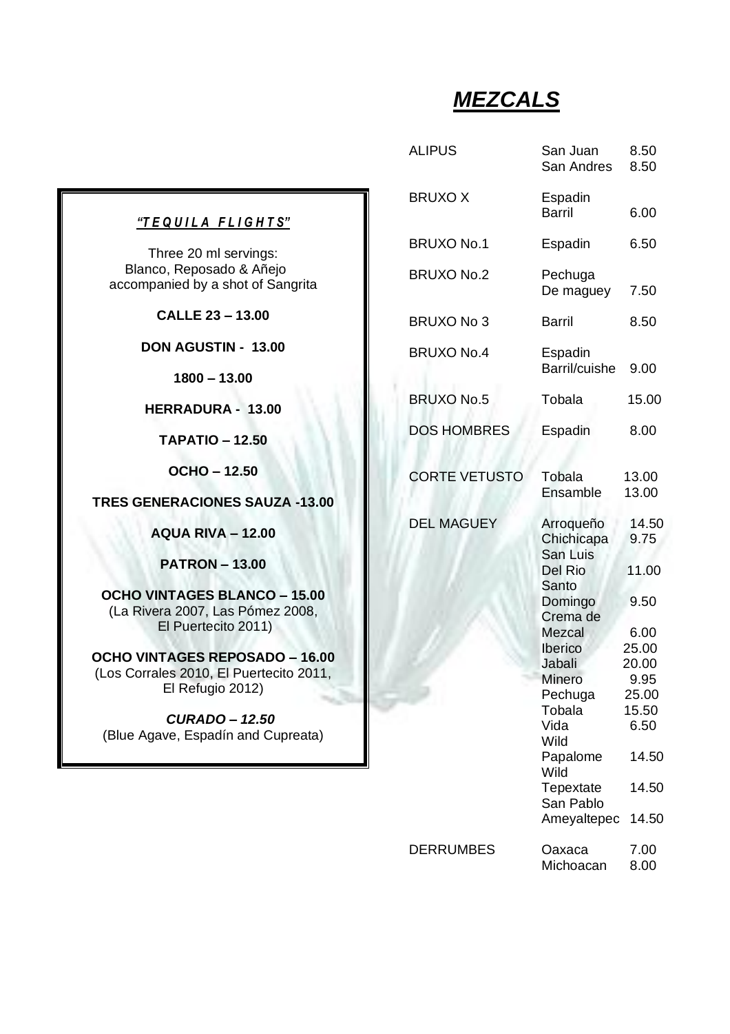## *"TEQUILA FLIGHTS"*

Three 20 ml servings:
Blanco, Reposado & Añejo
accompanied by a shot of Sangrita

**CALLE 23 – 13.00**

**DON AGUSTIN - 13.00**

**1800 – 13.00**

**HERRADURA - 13.00**

**TAPATIO – 12.50**

**OCHO – 12.50**

**TRES GENERACIONES SAUZA -13.00**

**AQUA RIVA – 12.00**

**PATRON – 13.00**

**OCHO VINTAGES BLANCO – 15.00**
(La Rivera 2007, Las Pómez 2008, El Puertecito 2011)

**OCHO VINTAGES REPOSADO – 16.00**
(Los Corrales 2010, El Puertecito 2011, El Refugio 2012)

***CURADO – 12.50***
(Blue Agave, Espadín and Cupreata)

# *MEZCALS*

| | | |
|---|---|---|
| ALIPUS | San Juan | 8.50 |
| | San Andres | 8.50 |
| BRUXO X | Espadin Barril | 6.00 |
| BRUXO No.1 | Espadin | 6.50 |
| BRUXO No.2 | Pechuga De maguey | 7.50 |
| BRUXO No 3 | Barril | 8.50 |
| BRUXO No.4 | Espadin Barril/cuishe | 9.00 |
| BRUXO No.5 | Tobala | 15.00 |
| DOS HOMBRES | Espadin | 8.00 |
| CORTE VETUSTO | Tobala | 13.00 |
| | Ensamble | 13.00 |
| DEL MAGUEY | Arroqueño | 14.50 |
| | Chichicapa | 9.75 |
| | San Luis Del Rio | 11.00 |
| | Santo Domingo | 9.50 |
| | Crema de Mezcal | 6.00 |
| | Iberico | 25.00 |
| | Jabali | 20.00 |
| | Minero | 9.95 |
| | Pechuga | 25.00 |
| | Tobala | 15.50 |
| | Vida | 6.50 |
| | Wild Papalome | 14.50 |
| | Wild Tepextate | 14.50 |
| | San Pablo Ameyaltepec | 14.50 |
| DERRUMBES | Oaxaca | 7.00 |
| | Michoacan | 8.00 |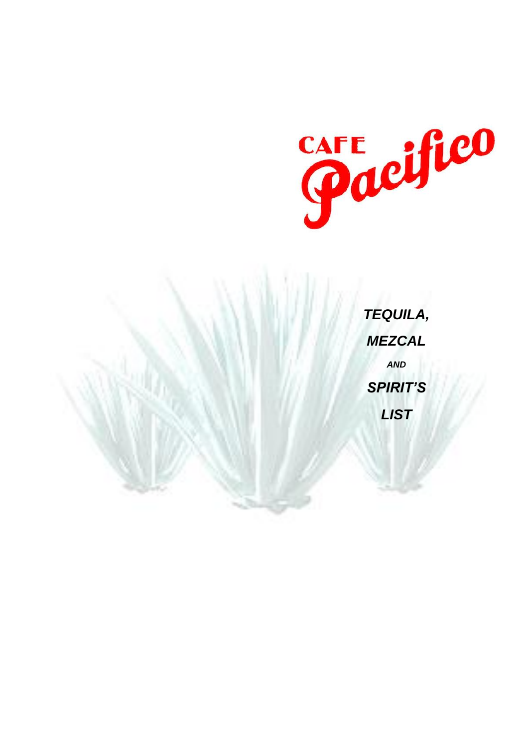CAFE Pacifico

***TEQUILA,***

***MEZCAL***

***AND***

***SPIRIT'S***

***LIST***